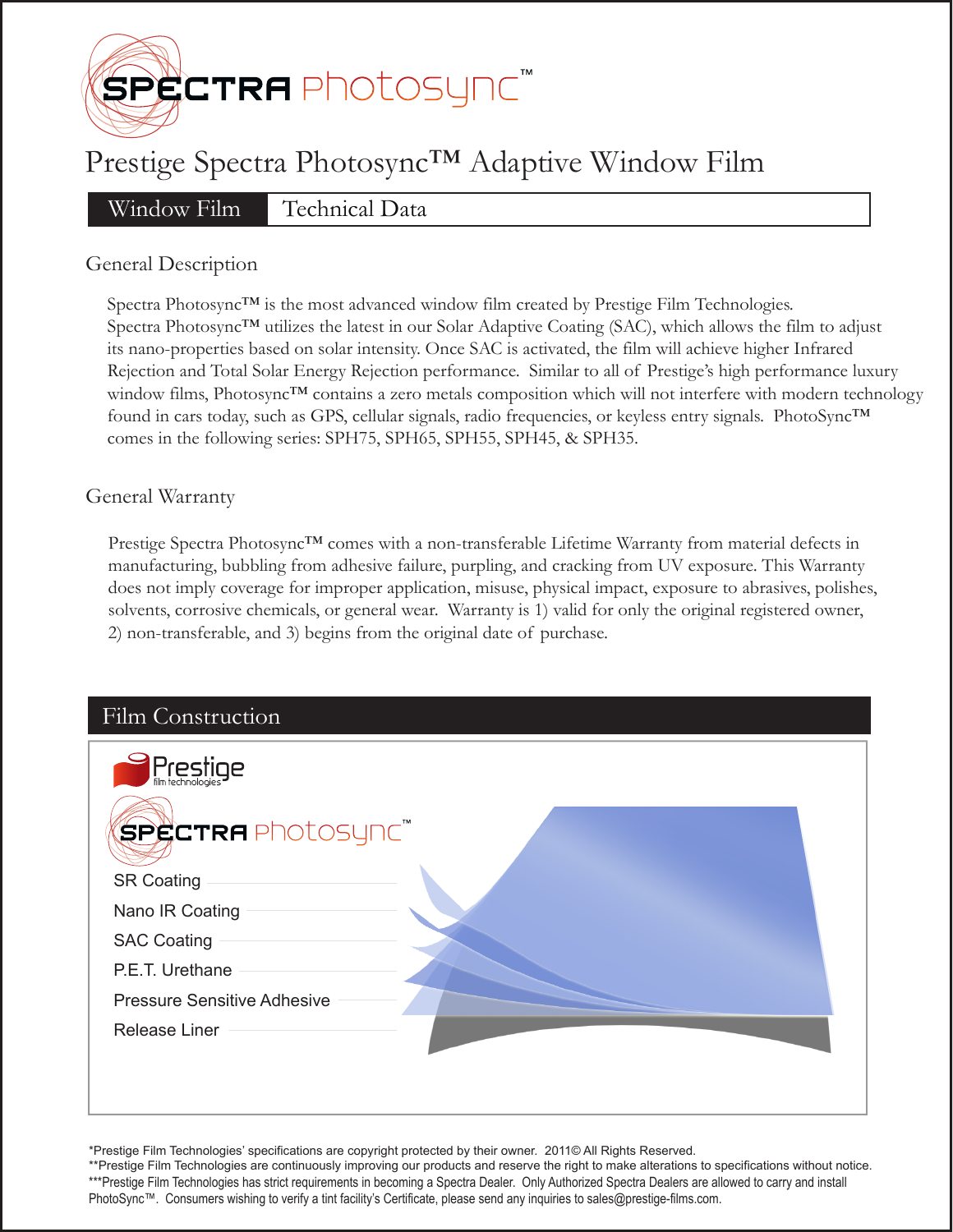# SPECTRA Photosync™

## Prestige Spectra Photosync™ Adaptive Window Film

**Window Film** | Technical Data

### General Description

Spectra Photosync™ is the most advanced window film created by Prestige Film Technologies. Spectra Photosync™ utilizes the latest in our Solar Adaptive Coating (SAC), which allows the film to adjust its nano-properties based on solar intensity. Once SAC is activated, the film will achieve higher Infrared Rejection and Total Solar Energy Rejection performance. Similar to all of Prestige's high performance luxury window films, Photosync™ contains a zero metals composition which will not interfere with modern technology found in cars today, such as GPS, cellular signals, radio frequencies, or keyless entry signals. PhotoSync™ comes in the following series: SPH75, SPH65, SPH55, SPH45, & SPH35.

### General Warranty

Prestige Spectra Photosync™ comes with a non-transferable Lifetime Warranty from material defects in manufacturing, bubbling from adhesive failure, purpling, and cracking from UV exposure. This Warranty does not imply coverage for improper application, misuse, physical impact, exposure to abrasives, polishes, solvents, corrosive chemicals, or general wear. Warranty is 1) valid for only the original registered owner, 2) non-transferable, and 3) begins from the original date of purchase.

### Film Construction

Prestige film technologies

SPECTRA Photosync™

- SR Coating
- Nano IR Coating
- SAC Coating
- P.E.T. Urethane
- Pressure Sensitive Adhesive
- Release Liner

*Prestige Film Technologies' specifications are copyright protected by their owner. 2011© All Rights Reserved.

**Prestige Film Technologies are continuously improving our products and reserve the right to make alterations to specifications without notice.

***Prestige Film Technologies has strict requirements in becoming a Spectra Dealer. Only Authorized Spectra Dealers are allowed to carry and install PhotoSync™. Consumers wishing to verify a tint facility's Certificate, please send any inquiries to sales@prestige-films.com.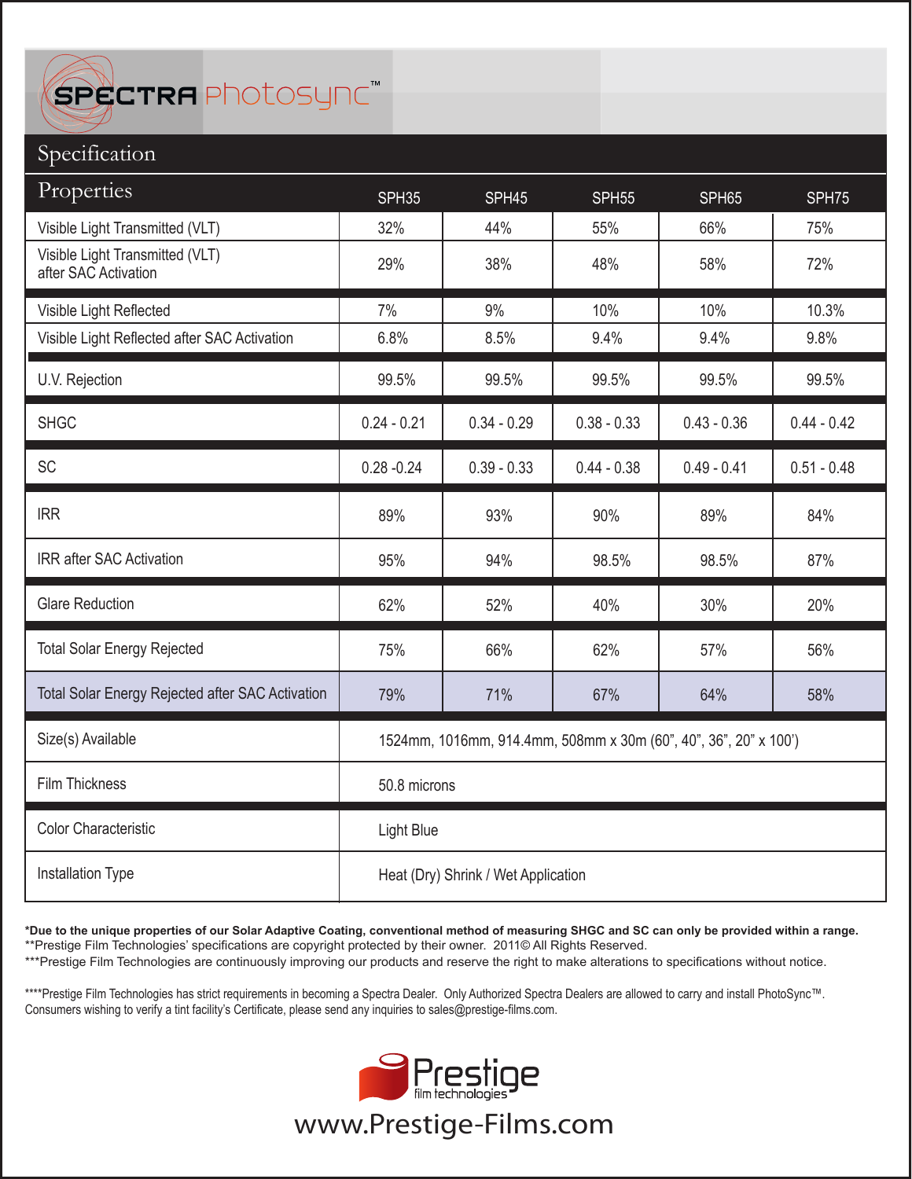# SPECTRA Photosync™

## Specification

| Properties | SPH35 | SPH45 | SPH55 | SPH65 | SPH75 |
|---|---|---|---|---|---|
| Visible Light Transmitted (VLT) | 32% | 44% | 55% | 66% | 75% |
| Visible Light Transmitted (VLT) after SAC Activation | 29% | 38% | 48% | 58% | 72% |
| Visible Light Reflected | 7% | 9% | 10% | 10% | 10.3% |
| Visible Light Reflected after SAC Activation | 6.8% | 8.5% | 9.4% | 9.4% | 9.8% |
| U.V. Rejection | 99.5% | 99.5% | 99.5% | 99.5% | 99.5% |
| SHGC | 0.24 - 0.21 | 0.34 - 0.29 | 0.38 - 0.33 | 0.43 - 0.36 | 0.44 - 0.42 |
| SC | 0.28 -0.24 | 0.39 - 0.33 | 0.44 - 0.38 | 0.49 - 0.41 | 0.51 - 0.48 |
| IRR | 89% | 93% | 90% | 89% | 84% |
| IRR after SAC Activation | 95% | 94% | 98.5% | 98.5% | 87% |
| Glare Reduction | 62% | 52% | 40% | 30% | 20% |
| Total Solar Energy Rejected | 75% | 66% | 62% | 57% | 56% |
| Total Solar Energy Rejected after SAC Activation | 79% | 71% | 67% | 64% | 58% |
| Size(s) Available | 1524mm, 1016mm, 914.4mm, 508mm x 30m (60”, 40”, 36”, 20” x 100’) | | | | |
| Film Thickness | 50.8 microns | | | | |
| Color Characteristic | Light Blue | | | | |
| Installation Type | Heat (Dry) Shrink / Wet Application | | | | |

**\*Due to the unique properties of our Solar Adaptive Coating, conventional method of measuring SHGC and SC can only be provided within a range.**
**Prestige Film Technologies' specifications are copyright protected by their owner. 2011© All Rights Reserved.
***Prestige Film Technologies are continuously improving our products and reserve the right to make alterations to specifications without notice.

****Prestige Film Technologies has strict requirements in becoming a Spectra Dealer. Only Authorized Spectra Dealers are allowed to carry and install PhotoSync™. Consumers wishing to verify a tint facility's Certificate, please send any inquiries to sales@prestige-films.com.

Prestige film technologies

www.Prestige-Films.com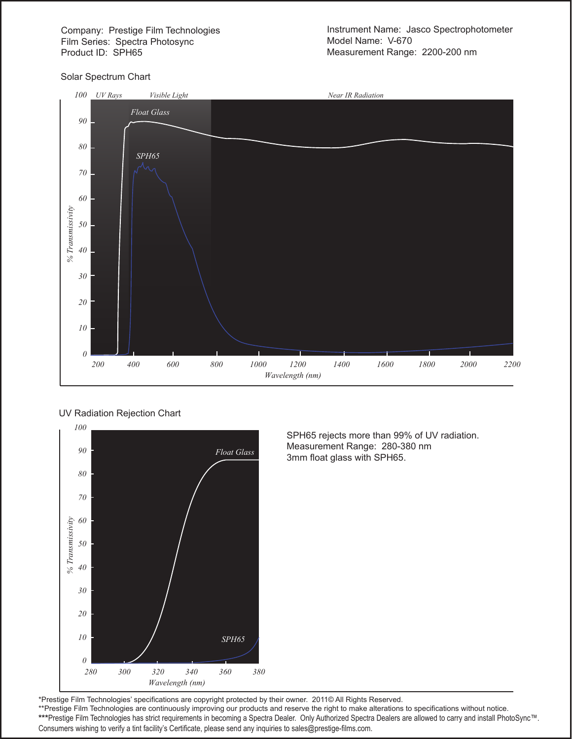Company: Prestige Film Technologies
Film Series: Spectra Photosync
Product ID: SPH65

Instrument Name: Jasco Spectrophotometer
Model Name: V-670
Measurement Range: 2200-200 nm

## Solar Spectrum Chart

UV Rays
Visible Light
Near IR Radiation
Float Glass
SPH65
% Transmissivity
0
10
20
30
40
50
60
70
80
90
100
200
400
600
800
1000
1200
1400
1600
1800
2000
2200
Wavelength (nm)

## UV Radiation Rejection Chart

Float Glass
SPH65
% Transmissivity
0
10
20
30
40
50
60
70
80
90
100
280
300
320
340
360
380
Wavelength (nm)

SPH65 rejects more than 99% of UV radiation.
Measurement Range: 280-380 nm
3mm float glass with SPH65.

*Prestige Film Technologies' specifications are copyright protected by their owner. 2011© All Rights Reserved.
**Prestige Film Technologies are continuously improving our products and reserve the right to make alterations to specifications without notice.
***Prestige Film Technologies has strict requirements in becoming a Spectra Dealer. Only Authorized Spectra Dealers are allowed to carry and install PhotoSync™. Consumers wishing to verify a tint facility's Certificate, please send any inquiries to sales@prestige-films.com.